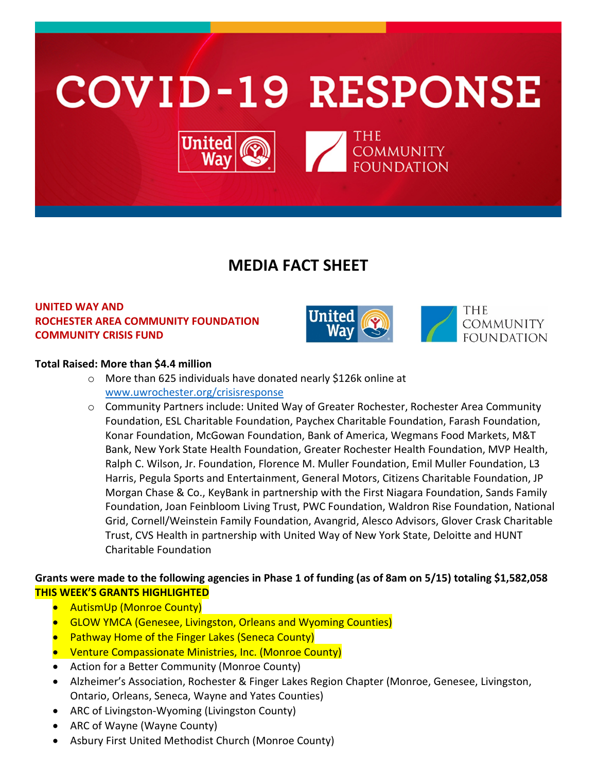# COVID-19 RESPONSE

United Way | THE COMMUNITY FOUNDATION

## MEDIA FACT SHEET

**UNITED WAY AND**
**ROCHESTER AREA COMMUNITY FOUNDATION**
**COMMUNITY CRISIS FUND**

**Total Raised: More than $4.4 million**

- More than 625 individuals have donated nearly $126k online at www.uwrochester.org/crisisresponse
- Community Partners include: United Way of Greater Rochester, Rochester Area Community Foundation, ESL Charitable Foundation, Paychex Charitable Foundation, Farash Foundation, Konar Foundation, McGowan Foundation, Bank of America, Wegmans Food Markets, M&T Bank, New York State Health Foundation, Greater Rochester Health Foundation, MVP Health, Ralph C. Wilson, Jr. Foundation, Florence M. Muller Foundation, Emil Muller Foundation, L3 Harris, Pegula Sports and Entertainment, General Motors, Citizens Charitable Foundation, JP Morgan Chase & Co., KeyBank in partnership with the First Niagara Foundation, Sands Family Foundation, Joan Feinbloom Living Trust, PWC Foundation, Waldron Rise Foundation, National Grid, Cornell/Weinstein Family Foundation, Avangrid, Alesco Advisors, Glover Crask Charitable Trust, CVS Health in partnership with United Way of New York State, Deloitte and HUNT Charitable Foundation

**Grants were made to the following agencies in Phase 1 of funding (as of 8am on 5/15) totaling $1,582,058**
**THIS WEEK'S GRANTS HIGHLIGHTED**

- AutismUp (Monroe County)
- GLOW YMCA (Genesee, Livingston, Orleans and Wyoming Counties)
- Pathway Home of the Finger Lakes (Seneca County)
- Venture Compassionate Ministries, Inc. (Monroe County)
- Action for a Better Community (Monroe County)
- Alzheimer's Association, Rochester & Finger Lakes Region Chapter (Monroe, Genesee, Livingston, Ontario, Orleans, Seneca, Wayne and Yates Counties)
- ARC of Livingston-Wyoming (Livingston County)
- ARC of Wayne (Wayne County)
- Asbury First United Methodist Church (Monroe County)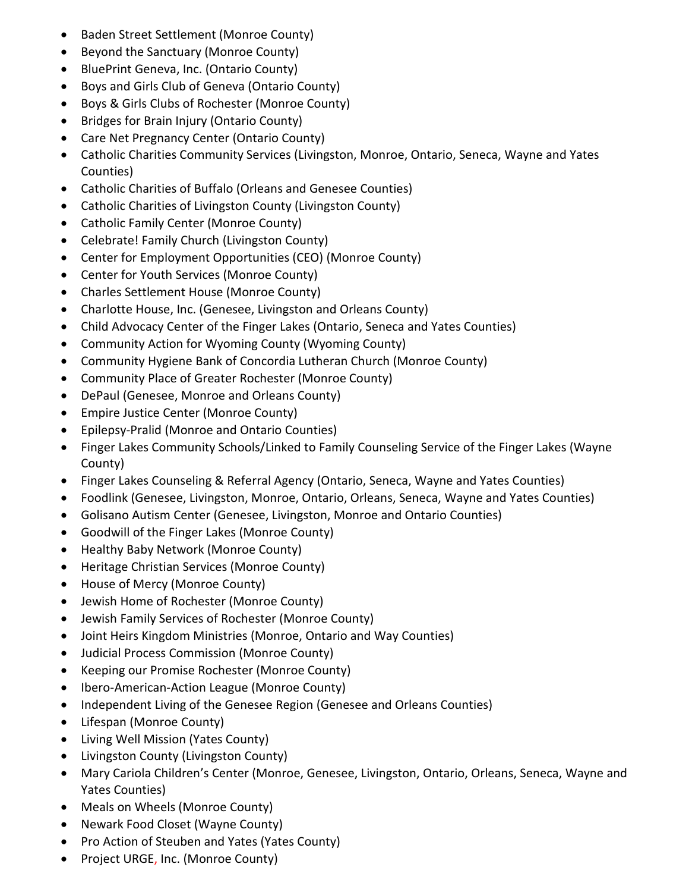- Baden Street Settlement (Monroe County)
- Beyond the Sanctuary (Monroe County)
- BluePrint Geneva, Inc. (Ontario County)
- Boys and Girls Club of Geneva (Ontario County)
- Boys & Girls Clubs of Rochester (Monroe County)
- Bridges for Brain Injury (Ontario County)
- Care Net Pregnancy Center (Ontario County)
- Catholic Charities Community Services (Livingston, Monroe, Ontario, Seneca, Wayne and Yates Counties)
- Catholic Charities of Buffalo (Orleans and Genesee Counties)
- Catholic Charities of Livingston County (Livingston County)
- Catholic Family Center (Monroe County)
- Celebrate! Family Church (Livingston County)
- Center for Employment Opportunities (CEO) (Monroe County)
- Center for Youth Services (Monroe County)
- Charles Settlement House (Monroe County)
- Charlotte House, Inc. (Genesee, Livingston and Orleans County)
- Child Advocacy Center of the Finger Lakes (Ontario, Seneca and Yates Counties)
- Community Action for Wyoming County (Wyoming County)
- Community Hygiene Bank of Concordia Lutheran Church (Monroe County)
- Community Place of Greater Rochester (Monroe County)
- DePaul (Genesee, Monroe and Orleans County)
- Empire Justice Center (Monroe County)
- Epilepsy-Pralid (Monroe and Ontario Counties)
- Finger Lakes Community Schools/Linked to Family Counseling Service of the Finger Lakes (Wayne County)
- Finger Lakes Counseling & Referral Agency (Ontario, Seneca, Wayne and Yates Counties)
- Foodlink (Genesee, Livingston, Monroe, Ontario, Orleans, Seneca, Wayne and Yates Counties)
- Golisano Autism Center (Genesee, Livingston, Monroe and Ontario Counties)
- Goodwill of the Finger Lakes (Monroe County)
- Healthy Baby Network (Monroe County)
- Heritage Christian Services (Monroe County)
- House of Mercy (Monroe County)
- Jewish Home of Rochester (Monroe County)
- Jewish Family Services of Rochester (Monroe County)
- Joint Heirs Kingdom Ministries (Monroe, Ontario and Way Counties)
- Judicial Process Commission (Monroe County)
- Keeping our Promise Rochester (Monroe County)
- Ibero-American-Action League (Monroe County)
- Independent Living of the Genesee Region (Genesee and Orleans Counties)
- Lifespan (Monroe County)
- Living Well Mission (Yates County)
- Livingston County (Livingston County)
- Mary Cariola Children's Center (Monroe, Genesee, Livingston, Ontario, Orleans, Seneca, Wayne and Yates Counties)
- Meals on Wheels (Monroe County)
- Newark Food Closet (Wayne County)
- Pro Action of Steuben and Yates (Yates County)
- Project URGE, Inc. (Monroe County)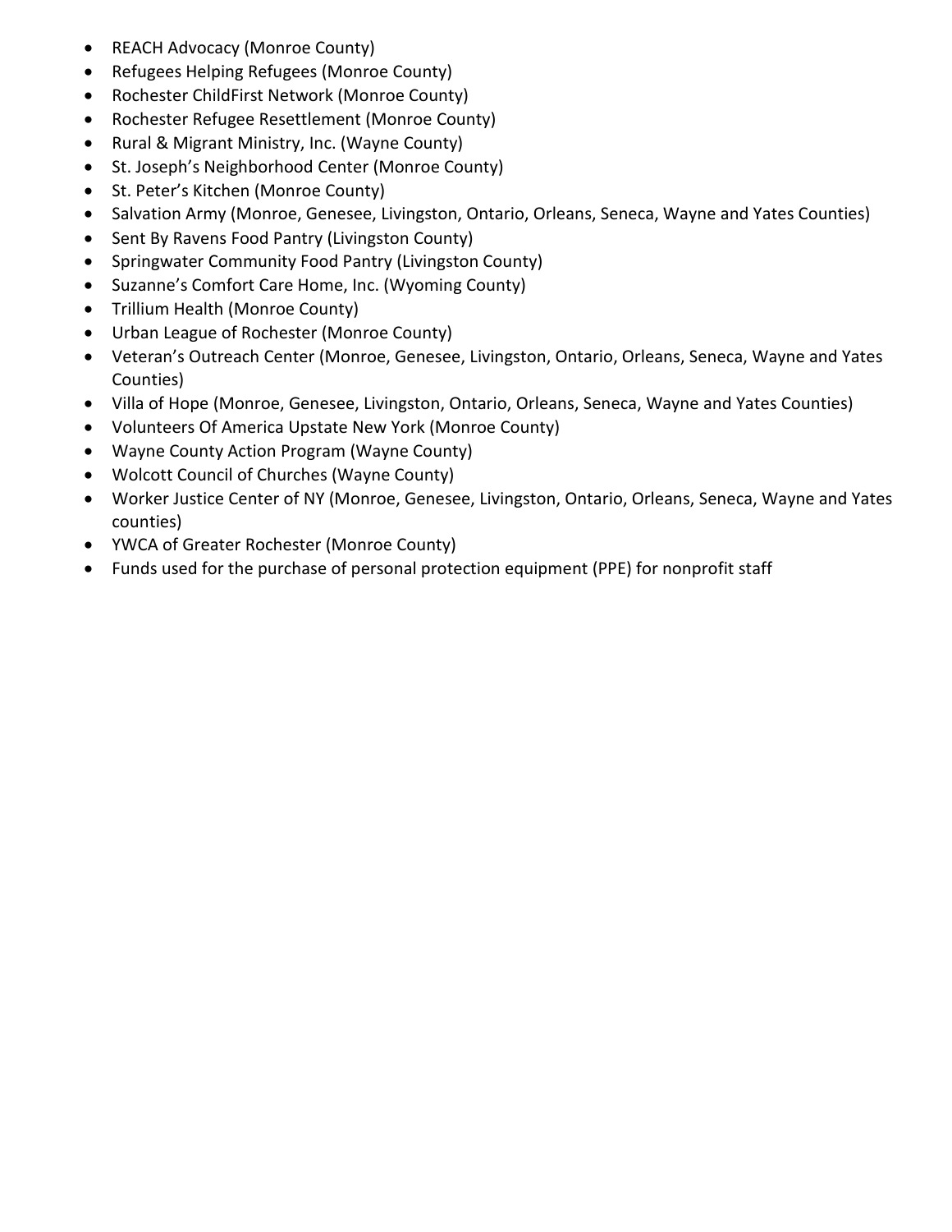- REACH Advocacy (Monroe County)
- Refugees Helping Refugees (Monroe County)
- Rochester ChildFirst Network (Monroe County)
- Rochester Refugee Resettlement (Monroe County)
- Rural & Migrant Ministry, Inc. (Wayne County)
- St. Joseph's Neighborhood Center (Monroe County)
- St. Peter's Kitchen (Monroe County)
- Salvation Army (Monroe, Genesee, Livingston, Ontario, Orleans, Seneca, Wayne and Yates Counties)
- Sent By Ravens Food Pantry (Livingston County)
- Springwater Community Food Pantry (Livingston County)
- Suzanne's Comfort Care Home, Inc. (Wyoming County)
- Trillium Health (Monroe County)
- Urban League of Rochester (Monroe County)
- Veteran's Outreach Center (Monroe, Genesee, Livingston, Ontario, Orleans, Seneca, Wayne and Yates Counties)
- Villa of Hope (Monroe, Genesee, Livingston, Ontario, Orleans, Seneca, Wayne and Yates Counties)
- Volunteers Of America Upstate New York (Monroe County)
- Wayne County Action Program (Wayne County)
- Wolcott Council of Churches (Wayne County)
- Worker Justice Center of NY (Monroe, Genesee, Livingston, Ontario, Orleans, Seneca, Wayne and Yates counties)
- YWCA of Greater Rochester (Monroe County)
- Funds used for the purchase of personal protection equipment (PPE) for nonprofit staff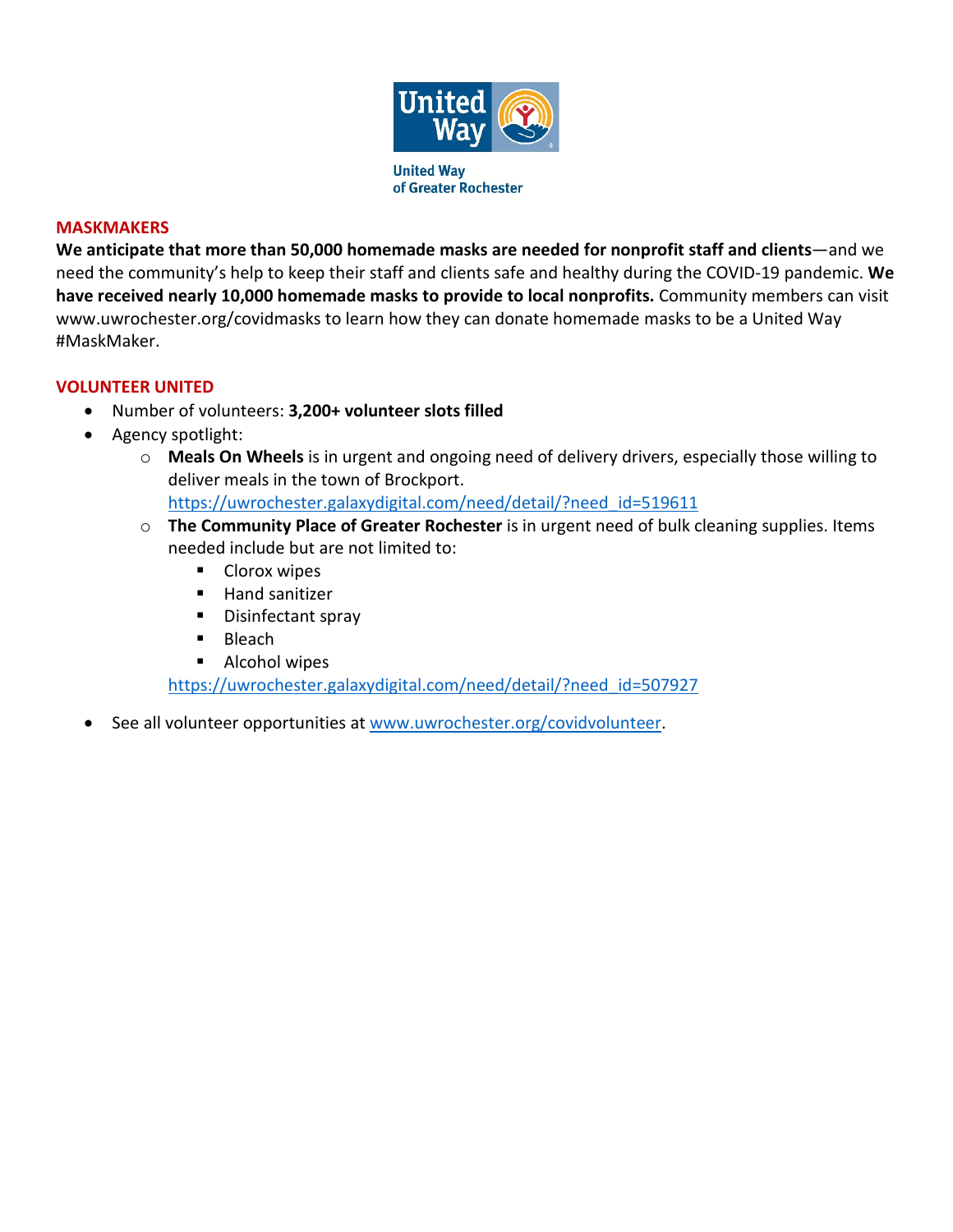United Way
of Greater Rochester

## MASKMAKERS

**We anticipate that more than 50,000 homemade masks are needed for nonprofit staff and clients**—and we need the community's help to keep their staff and clients safe and healthy during the COVID-19 pandemic. **We have received nearly 10,000 homemade masks to provide to local nonprofits.** Community members can visit www.uwrochester.org/covidmasks to learn how they can donate homemade masks to be a United Way #MaskMaker.

## VOLUNTEER UNITED

- Number of volunteers: **3,200+ volunteer slots filled**
- Agency spotlight:
    - **Meals On Wheels** is in urgent and ongoing need of delivery drivers, especially those willing to deliver meals in the town of Brockport.
      https://uwrochester.galaxydigital.com/need/detail/?need_id=519611
    - **The Community Place of Greater Rochester** is in urgent need of bulk cleaning supplies. Items needed include but are not limited to:
        - Clorox wipes
        - Hand sanitizer
        - Disinfectant spray
        - Bleach
        - Alcohol wipes

      https://uwrochester.galaxydigital.com/need/detail/?need_id=507927
- See all volunteer opportunities at www.uwrochester.org/covidvolunteer.